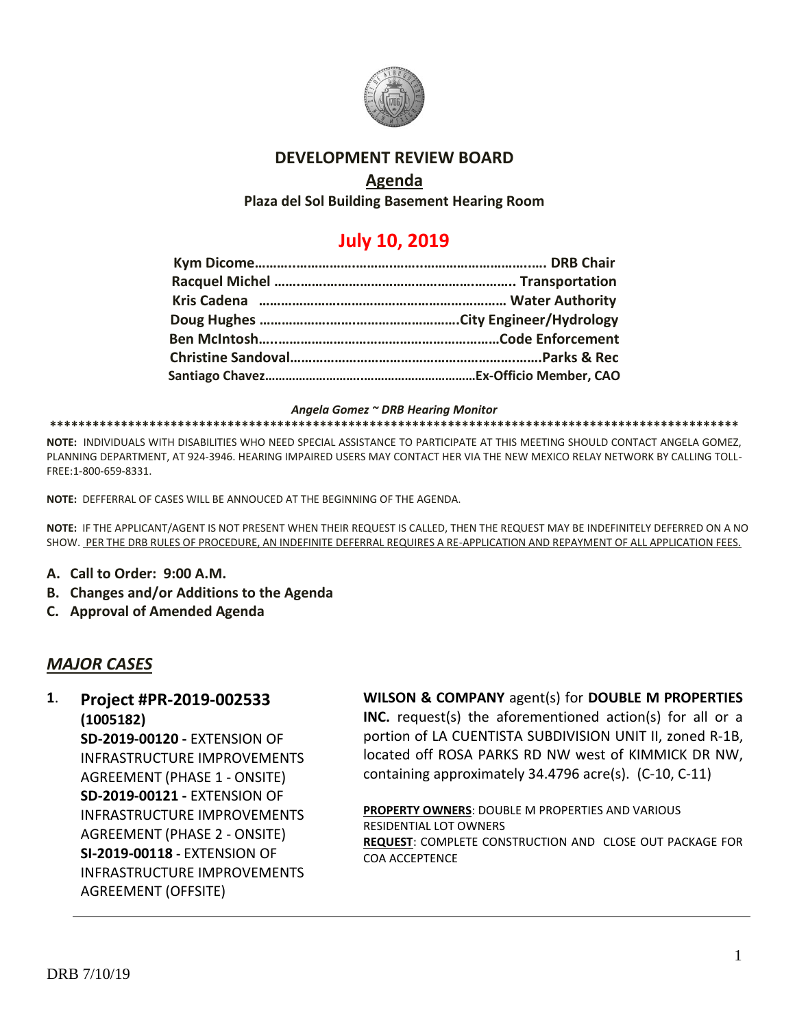# DEVELOPMENT REVIEW BOARD

## Agenda

**Plaza del Sol Building Basement Hearing Room**

## July 10, 2019

**Kym Dicome……………………………………………………………. DRB Chair**
**Racquel Michel ……………………………………………………. Transportation**
**Kris Cadena ………………………………………………………… Water Authority**
**Doug Hughes ………………………………………………City Engineer/Hydrology**
**Ben McIntosh…………………………………………………………Code Enforcement**
**Christine Sandoval……………………………………………………………Parks & Rec**
**Santiago Chavez……………………………………………………Ex-Officio Member, CAO**

*Angela Gomez ~ DRB Hearing Monitor*

**************************************************************************************************

**NOTE:** INDIVIDUALS WITH DISABILITIES WHO NEED SPECIAL ASSISTANCE TO PARTICIPATE AT THIS MEETING SHOULD CONTACT ANGELA GOMEZ, PLANNING DEPARTMENT, AT 924-3946. HEARING IMPAIRED USERS MAY CONTACT HER VIA THE NEW MEXICO RELAY NETWORK BY CALLING TOLL-FREE:1-800-659-8331.

**NOTE:** DEFFERRAL OF CASES WILL BE ANNOUCED AT THE BEGINNING OF THE AGENDA.

**NOTE:** IF THE APPLICANT/AGENT IS NOT PRESENT WHEN THEIR REQUEST IS CALLED, THEN THE REQUEST MAY BE INDEFINITELY DEFERRED ON A NO SHOW. PER THE DRB RULES OF PROCEDURE, AN INDEFINITE DEFERRAL REQUIRES A RE-APPLICATION AND REPAYMENT OF ALL APPLICATION FEES.

**A. Call to Order: 9:00 A.M.**
**B. Changes and/or Additions to the Agenda**
**C. Approval of Amended Agenda**

## *MAJOR CASES*

**1. Project #PR-2019-002533 (1005182)**
**SD-2019-00120 -** EXTENSION OF INFRASTRUCTURE IMPROVEMENTS AGREEMENT (PHASE 1 - ONSITE)
**SD-2019-00121 -** EXTENSION OF INFRASTRUCTURE IMPROVEMENTS AGREEMENT (PHASE 2 - ONSITE)
**SI-2019-00118 -** EXTENSION OF INFRASTRUCTURE IMPROVEMENTS AGREEMENT (OFFSITE)

**WILSON & COMPANY** agent(s) for **DOUBLE M PROPERTIES INC.** request(s) the aforementioned action(s) for all or a portion of LA CUENTISTA SUBDIVISION UNIT II, zoned R-1B, located off ROSA PARKS RD NW west of KIMMICK DR NW, containing approximately 34.4796 acre(s). (C-10, C-11)

**PROPERTY OWNERS**: DOUBLE M PROPERTIES AND VARIOUS RESIDENTIAL LOT OWNERS
**REQUEST**: COMPLETE CONSTRUCTION AND CLOSE OUT PACKAGE FOR COA ACCEPTENCE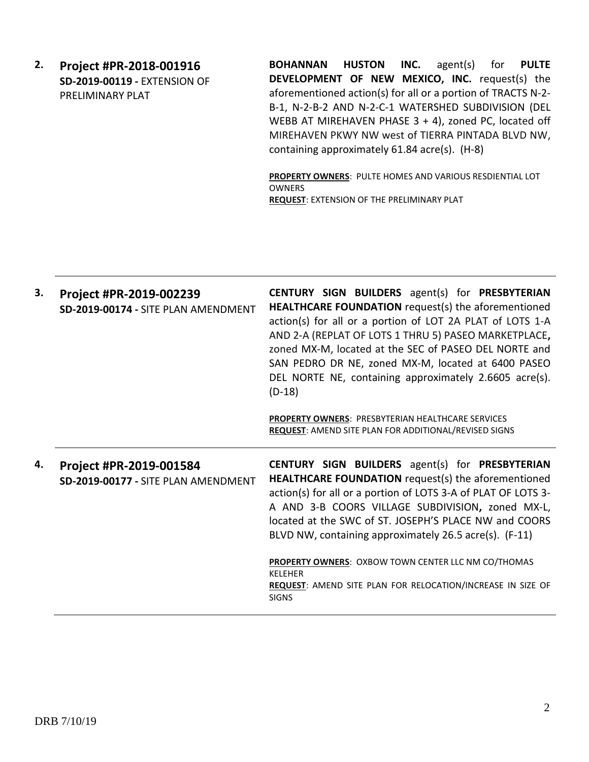**2. Project #PR-2018-001916**
**SD-2019-00119 -** EXTENSION OF PRELIMINARY PLAT

**BOHANNAN HUSTON INC.** agent(s) for **PULTE DEVELOPMENT OF NEW MEXICO, INC.** request(s) the aforementioned action(s) for all or a portion of TRACTS N-2-B-1, N-2-B-2 AND N-2-C-1 WATERSHED SUBDIVISION (DEL WEBB AT MIREHAVEN PHASE 3 + 4), zoned PC, located off MIREHAVEN PKWY NW west of TIERRA PINTADA BLVD NW, containing approximately 61.84 acre(s). (H-8)

**PROPERTY OWNERS**: PULTE HOMES AND VARIOUS RESDIENTIAL LOT OWNERS
**REQUEST**: EXTENSION OF THE PRELIMINARY PLAT

---

**3. Project #PR-2019-002239**
**SD-2019-00174 -** SITE PLAN AMENDMENT

**CENTURY SIGN BUILDERS** agent(s) for **PRESBYTERIAN HEALTHCARE FOUNDATION** request(s) the aforementioned action(s) for all or a portion of LOT 2A PLAT of LOTS 1-A AND 2-A (REPLAT OF LOTS 1 THRU 5) PASEO MARKETPLACE**,** zoned MX-M, located at the SEC of PASEO DEL NORTE and SAN PEDRO DR NE, zoned MX-M, located at 6400 PASEO DEL NORTE NE, containing approximately 2.6605 acre(s). (D-18)

**PROPERTY OWNERS**: PRESBYTERIAN HEALTHCARE SERVICES
**REQUEST**: AMEND SITE PLAN FOR ADDITIONAL/REVISED SIGNS

---

**4. Project #PR-2019-001584**
**SD-2019-00177 -** SITE PLAN AMENDMENT

**CENTURY SIGN BUILDERS** agent(s) for **PRESBYTERIAN HEALTHCARE FOUNDATION** request(s) the aforementioned action(s) for all or a portion of LOTS 3-A of PLAT OF LOTS 3-A AND 3-B COORS VILLAGE SUBDIVISION**,** zoned MX-L, located at the SWC of ST. JOSEPH'S PLACE NW and COORS BLVD NW, containing approximately 26.5 acre(s). (F-11)

**PROPERTY OWNERS**: OXBOW TOWN CENTER LLC NM CO/THOMAS KELEHER
**REQUEST**: AMEND SITE PLAN FOR RELOCATION/INCREASE IN SIZE OF SIGNS

---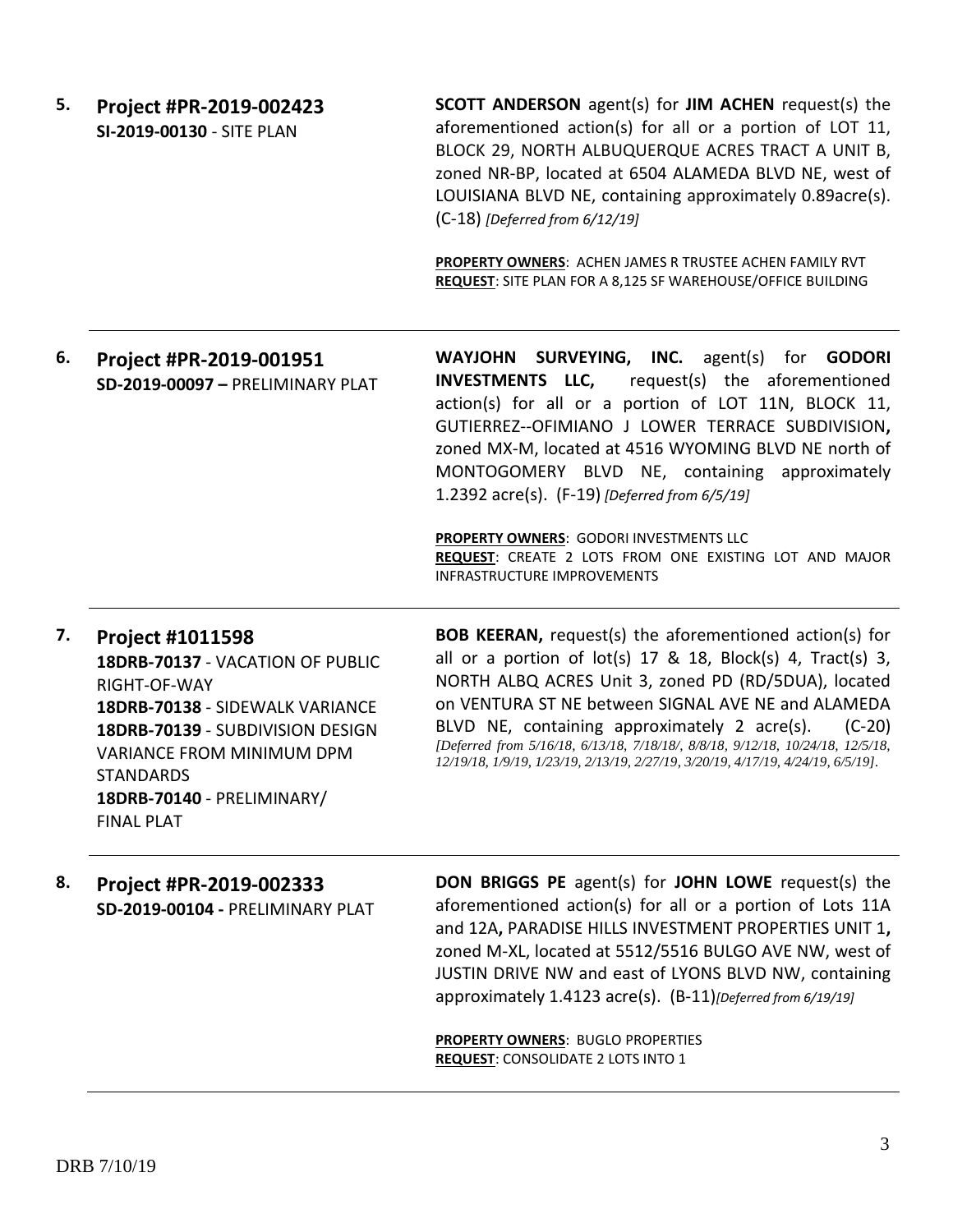**5. Project #PR-2019-002423**
**SI-2019-00130** - SITE PLAN

**SCOTT ANDERSON** agent(s) for **JIM ACHEN** request(s) the aforementioned action(s) for all or a portion of LOT 11, BLOCK 29, NORTH ALBUQUERQUE ACRES TRACT A UNIT B, zoned NR-BP, located at 6504 ALAMEDA BLVD NE, west of LOUISIANA BLVD NE, containing approximately 0.89acre(s). (C-18) *[Deferred from 6/12/19]*

**PROPERTY OWNERS**: ACHEN JAMES R TRUSTEE ACHEN FAMILY RVT
**REQUEST**: SITE PLAN FOR A 8,125 SF WAREHOUSE/OFFICE BUILDING

---

**6. Project #PR-2019-001951**
**SD-2019-00097 –** PRELIMINARY PLAT

**WAYJOHN SURVEYING, INC.** agent(s) for **GODORI INVESTMENTS LLC,** request(s) the aforementioned action(s) for all or a portion of LOT 11N, BLOCK 11, GUTIERREZ--OFIMIANO J LOWER TERRACE SUBDIVISION**,** zoned MX-M, located at 4516 WYOMING BLVD NE north of MONTOGOMERY BLVD NE, containing approximately 1.2392 acre(s). (F-19) *[Deferred from 6/5/19]*

**PROPERTY OWNERS**: GODORI INVESTMENTS LLC
**REQUEST**: CREATE 2 LOTS FROM ONE EXISTING LOT AND MAJOR INFRASTRUCTURE IMPROVEMENTS

---

**7. Project #1011598**
**18DRB-70137** - VACATION OF PUBLIC RIGHT-OF-WAY
**18DRB-70138** - SIDEWALK VARIANCE
**18DRB-70139** - SUBDIVISION DESIGN VARIANCE FROM MINIMUM DPM STANDARDS
**18DRB-70140** - PRELIMINARY/ FINAL PLAT

**BOB KEERAN,** request(s) the aforementioned action(s) for all or a portion of lot(s) 17 & 18, Block(s) 4, Tract(s) 3, NORTH ALBQ ACRES Unit 3, zoned PD (RD/5DUA), located on VENTURA ST NE between SIGNAL AVE NE and ALAMEDA BLVD NE, containing approximately 2 acre(s). (C-20) *[Deferred from 5/16/18, 6/13/18, 7/18/18/, 8/8/18, 9/12/18, 10/24/18, 12/5/18, 12/19/18, 1/9/19, 1/23/19, 2/13/19, 2/27/19, 3/20/19, 4/17/19, 4/24/19, 6/5/19]*.

---

**8. Project #PR-2019-002333**
**SD-2019-00104 -** PRELIMINARY PLAT

**DON BRIGGS PE** agent(s) for **JOHN LOWE** request(s) the aforementioned action(s) for all or a portion of Lots 11A and 12A**,** PARADISE HILLS INVESTMENT PROPERTIES UNIT 1**,** zoned M-XL, located at 5512/5516 BULGO AVE NW, west of JUSTIN DRIVE NW and east of LYONS BLVD NW, containing approximately 1.4123 acre(s). (B-11)*[Deferred from 6/19/19]*

**PROPERTY OWNERS**: BUGLO PROPERTIES
**REQUEST**: CONSOLIDATE 2 LOTS INTO 1

---

DRB 7/10/19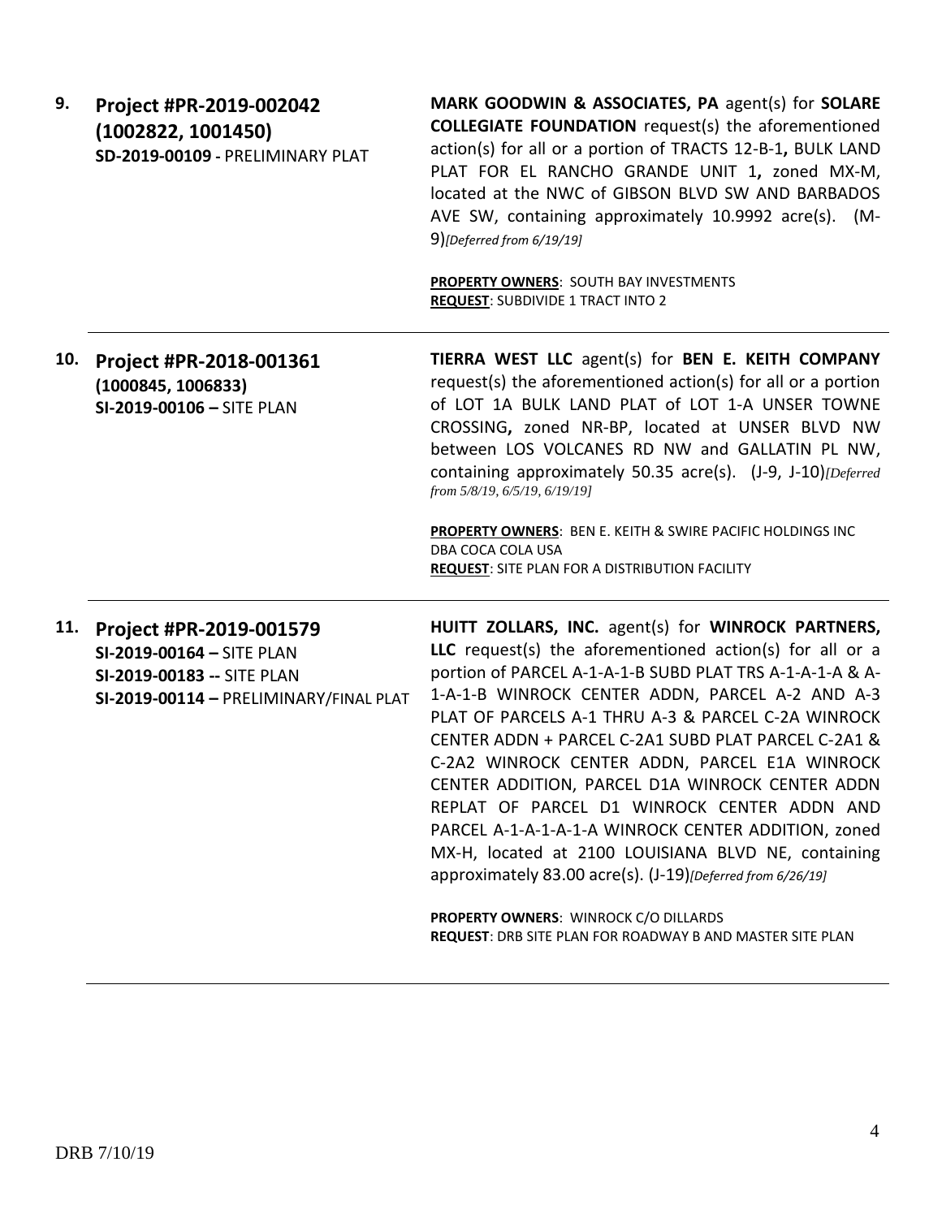**9. Project #PR-2019-002042 (1002822, 1001450)**
**SD-2019-00109** - PRELIMINARY PLAT

**MARK GOODWIN & ASSOCIATES, PA** agent(s) for **SOLARE COLLEGIATE FOUNDATION** request(s) the aforementioned action(s) for all or a portion of TRACTS 12-B-1**,** BULK LAND PLAT FOR EL RANCHO GRANDE UNIT 1**,** zoned MX-M, located at the NWC of GIBSON BLVD SW AND BARBADOS AVE SW, containing approximately 10.9992 acre(s). (M-9)*[Deferred from 6/19/19]*

**PROPERTY OWNERS**: SOUTH BAY INVESTMENTS
**REQUEST**: SUBDIVIDE 1 TRACT INTO 2

---

**10. Project #PR-2018-001361 (1000845, 1006833)**
**SI-2019-00106 –** SITE PLAN

**TIERRA WEST LLC** agent(s) for **BEN E. KEITH COMPANY** request(s) the aforementioned action(s) for all or a portion of LOT 1A BULK LAND PLAT of LOT 1-A UNSER TOWNE CROSSING**,** zoned NR-BP, located at UNSER BLVD NW between LOS VOLCANES RD NW and GALLATIN PL NW, containing approximately 50.35 acre(s). (J-9, J-10)*[Deferred from 5/8/19, 6/5/19, 6/19/19]*

**PROPERTY OWNERS**: BEN E. KEITH & SWIRE PACIFIC HOLDINGS INC DBA COCA COLA USA
**REQUEST**: SITE PLAN FOR A DISTRIBUTION FACILITY

---

**11. Project #PR-2019-001579**
**SI-2019-00164 –** SITE PLAN
**SI-2019-00183 --** SITE PLAN
**SI-2019-00114 –** PRELIMINARY/FINAL PLAT

**HUITT ZOLLARS, INC.** agent(s) for **WINROCK PARTNERS, LLC** request(s) the aforementioned action(s) for all or a portion of PARCEL A-1-A-1-B SUBD PLAT TRS A-1-A-1-A & A-1-A-1-B WINROCK CENTER ADDN, PARCEL A-2 AND A-3 PLAT OF PARCELS A-1 THRU A-3 & PARCEL C-2A WINROCK CENTER ADDN + PARCEL C-2A1 SUBD PLAT PARCEL C-2A1 & C-2A2 WINROCK CENTER ADDN, PARCEL E1A WINROCK CENTER ADDITION, PARCEL D1A WINROCK CENTER ADDN REPLAT OF PARCEL D1 WINROCK CENTER ADDN AND PARCEL A-1-A-1-A-1-A WINROCK CENTER ADDITION, zoned MX-H, located at 2100 LOUISIANA BLVD NE, containing approximately 83.00 acre(s). (J-19)*[Deferred from 6/26/19]*

**PROPERTY OWNERS**: WINROCK C/O DILLARDS
**REQUEST**: DRB SITE PLAN FOR ROADWAY B AND MASTER SITE PLAN

---

DRB 7/10/19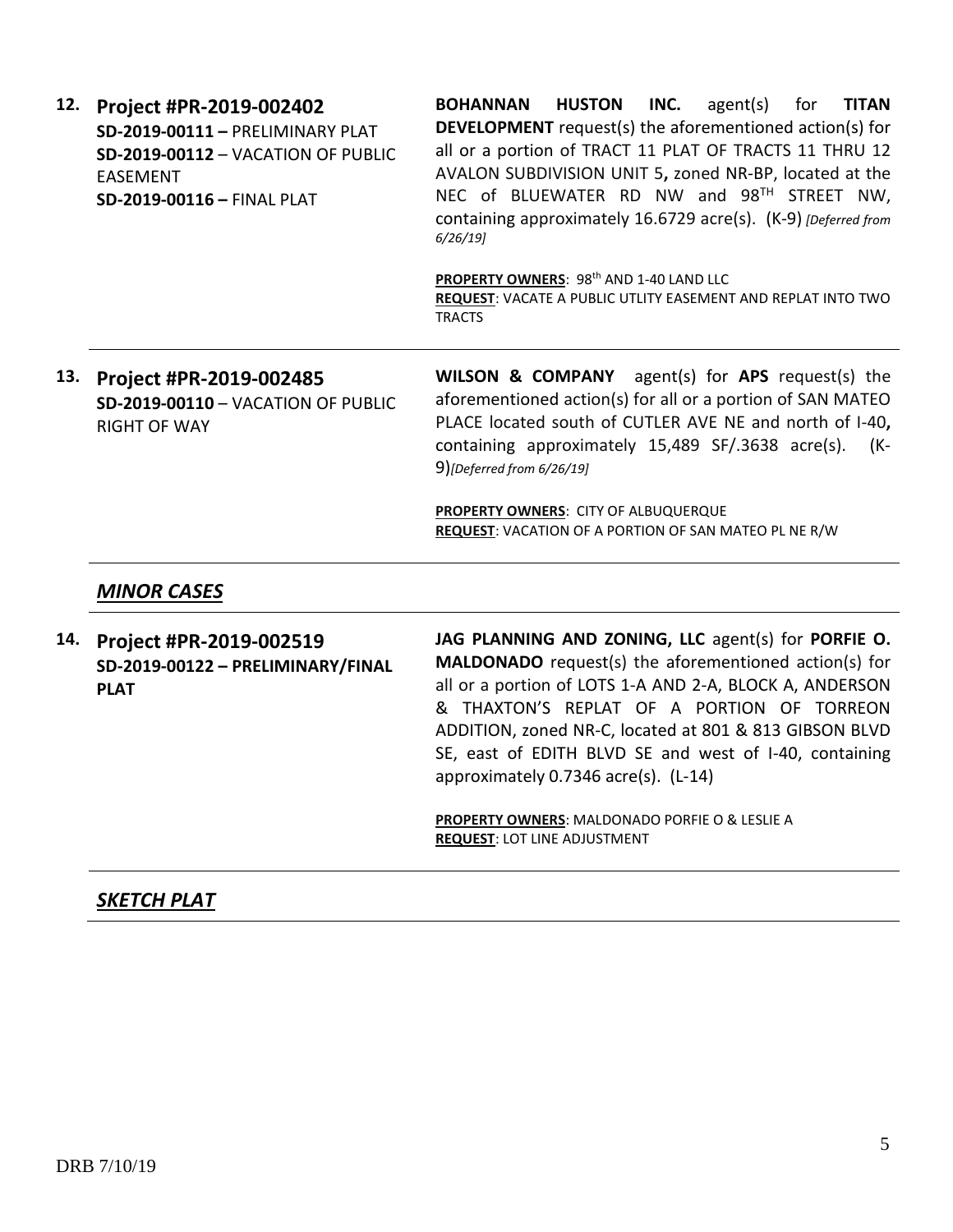**12. Project #PR-2019-002402**
**SD-2019-00111 –** PRELIMINARY PLAT
**SD-2019-00112** – VACATION OF PUBLIC EASEMENT
**SD-2019-00116 –** FINAL PLAT

**BOHANNAN HUSTON INC.** agent(s) for **TITAN DEVELOPMENT** request(s) the aforementioned action(s) for all or a portion of TRACT 11 PLAT OF TRACTS 11 THRU 12 AVALON SUBDIVISION UNIT 5**,** zoned NR-BP, located at the NEC of BLUEWATER RD NW and 98TH STREET NW, containing approximately 16.6729 acre(s). (K-9) *[Deferred from 6/26/19]*

**PROPERTY OWNERS**: 98th AND 1-40 LAND LLC
**REQUEST**: VACATE A PUBLIC UTLITY EASEMENT AND REPLAT INTO TWO TRACTS

---

**13. Project #PR-2019-002485**
**SD-2019-00110** – VACATION OF PUBLIC RIGHT OF WAY

**WILSON & COMPANY** agent(s) for **APS** request(s) the aforementioned action(s) for all or a portion of SAN MATEO PLACE located south of CUTLER AVE NE and north of I-40**,** containing approximately 15,489 SF/.3638 acre(s). (K-9)*[Deferred from 6/26/19]*

**PROPERTY OWNERS**: CITY OF ALBUQUERQUE
**REQUEST**: VACATION OF A PORTION OF SAN MATEO PL NE R/W

---

## ***MINOR CASES***

**14. Project #PR-2019-002519**
**SD-2019-00122 – PRELIMINARY/FINAL PLAT**

**JAG PLANNING AND ZONING, LLC** agent(s) for **PORFIE O. MALDONADO** request(s) the aforementioned action(s) for all or a portion of LOTS 1-A AND 2-A, BLOCK A, ANDERSON & THAXTON'S REPLAT OF A PORTION OF TORREON ADDITION, zoned NR-C, located at 801 & 813 GIBSON BLVD SE, east of EDITH BLVD SE and west of I-40, containing approximately 0.7346 acre(s). (L-14)

**PROPERTY OWNERS**: MALDONADO PORFIE O & LESLIE A
**REQUEST**: LOT LINE ADJUSTMENT

---

## ***SKETCH PLAT***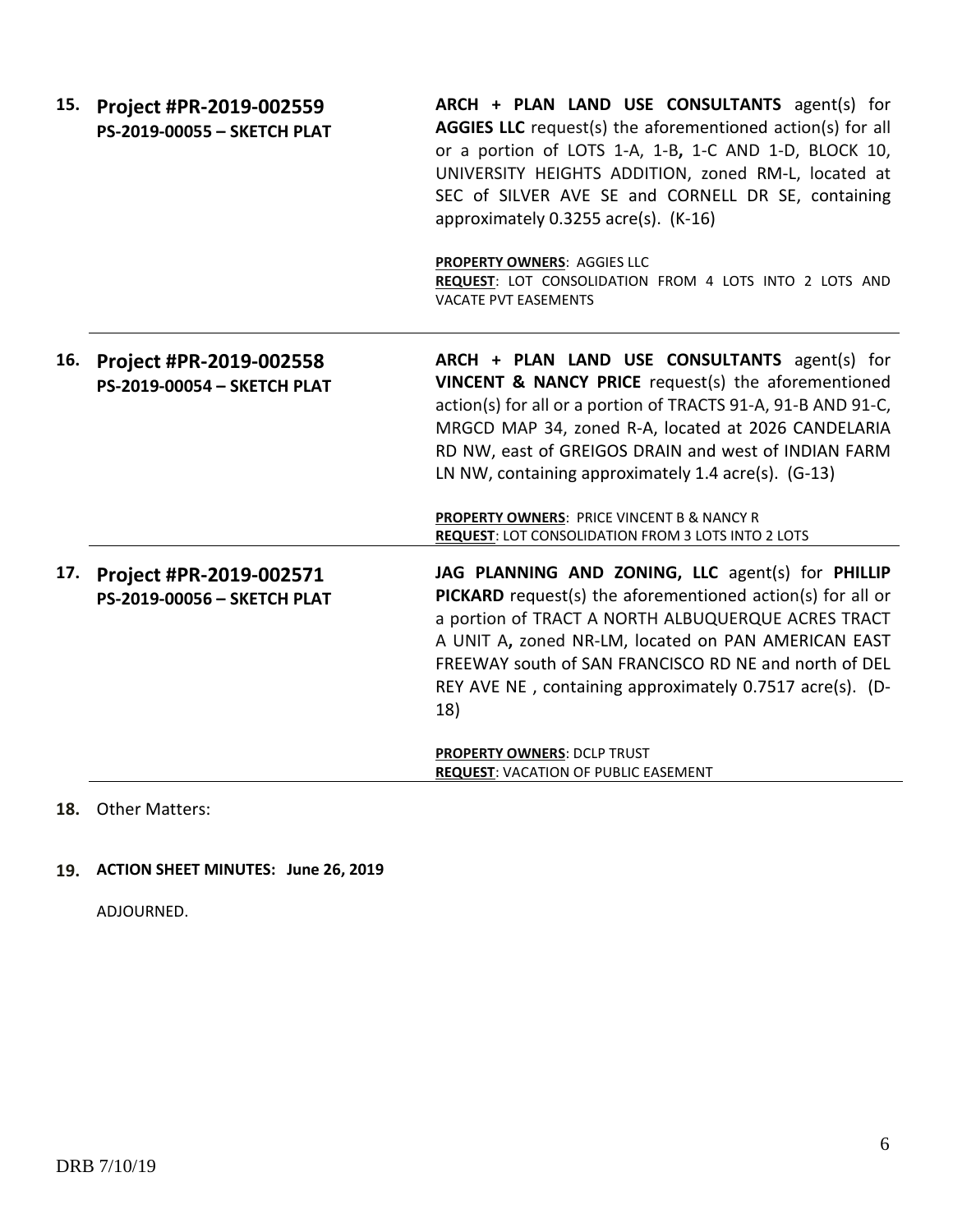| | | |
|---|---|---|
| **15.** | **Project #PR-2019-002559**<br>**PS-2019-00055 – SKETCH PLAT** | **ARCH + PLAN LAND USE CONSULTANTS** agent(s) for **AGGIES LLC** request(s) the aforementioned action(s) for all or a portion of LOTS 1-A, 1-B**,** 1-C AND 1-D, BLOCK 10, UNIVERSITY HEIGHTS ADDITION, zoned RM-L, located at SEC of SILVER AVE SE and CORNELL DR SE, containing approximately 0.3255 acre(s). (K-16)<br><br>**PROPERTY OWNERS**: AGGIES LLC<br>**REQUEST**: LOT CONSOLIDATION FROM 4 LOTS INTO 2 LOTS AND VACATE PVT EASEMENTS |
| **16.** | **Project #PR-2019-002558**<br>**PS-2019-00054 – SKETCH PLAT** | **ARCH + PLAN LAND USE CONSULTANTS** agent(s) for **VINCENT & NANCY PRICE** request(s) the aforementioned action(s) for all or a portion of TRACTS 91-A, 91-B AND 91-C, MRGCD MAP 34, zoned R-A, located at 2026 CANDELARIA RD NW, east of GREIGOS DRAIN and west of INDIAN FARM LN NW, containing approximately 1.4 acre(s). (G-13)<br><br>**PROPERTY OWNERS**: PRICE VINCENT B & NANCY R<br>**REQUEST**: LOT CONSOLIDATION FROM 3 LOTS INTO 2 LOTS |
| **17.** | **Project #PR-2019-002571**<br>**PS-2019-00056 – SKETCH PLAT** | **JAG PLANNING AND ZONING, LLC** agent(s) for **PHILLIP PICKARD** request(s) the aforementioned action(s) for all or a portion of TRACT A NORTH ALBUQUERQUE ACRES TRACT A UNIT A**,** zoned NR-LM, located on PAN AMERICAN EAST FREEWAY south of SAN FRANCISCO RD NE and north of DEL REY AVE NE , containing approximately 0.7517 acre(s). (D-18)<br><br>**PROPERTY OWNERS**: DCLP TRUST<br>**REQUEST**: VACATION OF PUBLIC EASEMENT |

**18.** Other Matters:

**19. ACTION SHEET MINUTES: June 26, 2019**

ADJOURNED.

DRB 7/10/19